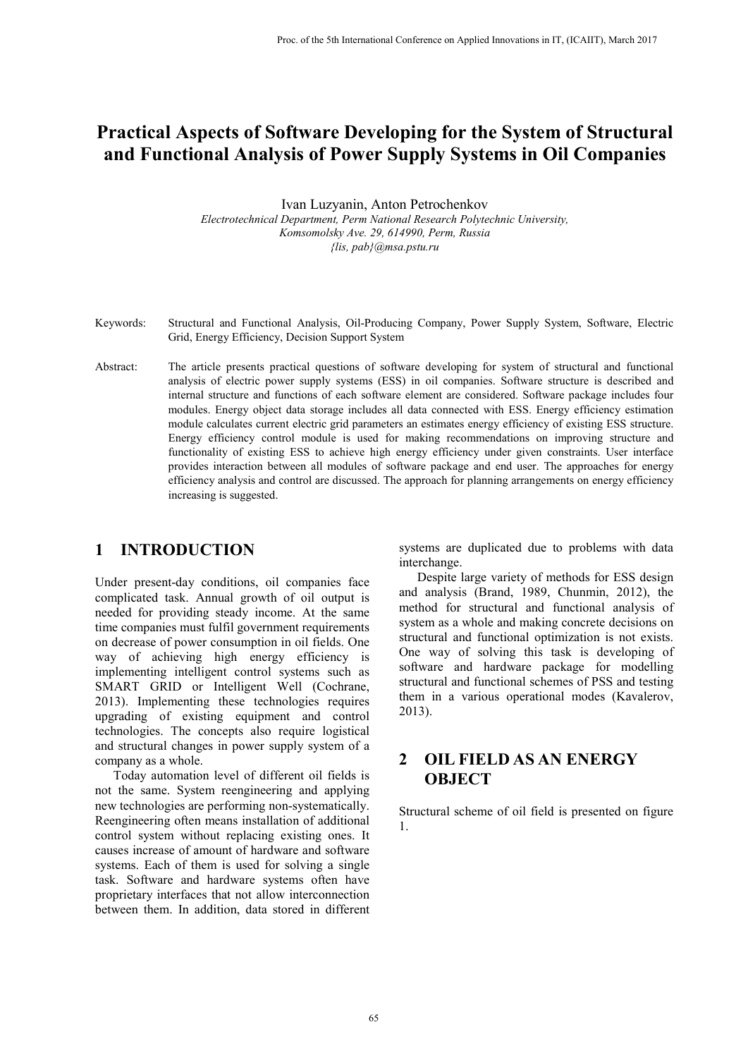# Practical Aspects of Software Developing for the System of Structural and Functional Analysis of Power Supply Systems in Oil Companies

Ivan Luzyanin, Anton Petrochenkov

*Electrotechnical Department, Perm National Research Polytechnic University, Komsomolsky Ave. 29, 614990, Perm, Russia*
*{lis, pab}@msa.pstu.ru*

Keywords: Structural and Functional Analysis, Oil-Producing Company, Power Supply System, Software, Electric Grid, Energy Efficiency, Decision Support System

Abstract: The article presents practical questions of software developing for system of structural and functional analysis of electric power supply systems (ESS) in oil companies. Software structure is described and internal structure and functions of each software element are considered. Software package includes four modules. Energy object data storage includes all data connected with ESS. Energy efficiency estimation module calculates current electric grid parameters an estimates energy efficiency of existing ESS structure. Energy efficiency control module is used for making recommendations on improving structure and functionality of existing ESS to achieve high energy efficiency under given constraints. User interface provides interaction between all modules of software package and end user. The approaches for energy efficiency analysis and control are discussed. The approach for planning arrangements on energy efficiency increasing is suggested.

## 1 INTRODUCTION

Under present-day conditions, oil companies face complicated task. Annual growth of oil output is needed for providing steady income. At the same time companies must fulfil government requirements on decrease of power consumption in oil fields. One way of achieving high energy efficiency is implementing intelligent control systems such as SMART GRID or Intelligent Well (Cochrane, 2013). Implementing these technologies requires upgrading of existing equipment and control technologies. The concepts also require logistical and structural changes in power supply system of a company as a whole.

Today automation level of different oil fields is not the same. System reengineering and applying new technologies are performing non-systematically. Reengineering often means installation of additional control system without replacing existing ones. It causes increase of amount of hardware and software systems. Each of them is used for solving a single task. Software and hardware systems often have proprietary interfaces that not allow interconnection between them. In addition, data stored in different systems are duplicated due to problems with data interchange.

Despite large variety of methods for ESS design and analysis (Brand, 1989, Chunmin, 2012), the method for structural and functional analysis of system as a whole and making concrete decisions on structural and functional optimization is not exists. One way of solving this task is developing of software and hardware package for modelling structural and functional schemes of PSS and testing them in a various operational modes (Kavalerov, 2013).

## 2 OIL FIELD AS AN ENERGY OBJECT

Structural scheme of oil field is presented on figure 1.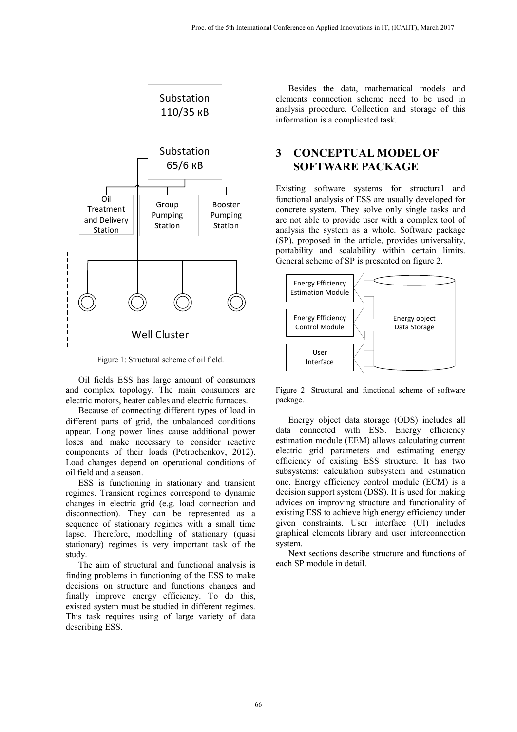Figure 1: Structural scheme of oil field.

Oil fields ESS has large amount of consumers and complex topology. The main consumers are electric motors, heater cables and electric furnaces.

Because of connecting different types of load in different parts of grid, the unbalanced conditions appear. Long power lines cause additional power loses and make necessary to consider reactive components of their loads (Petrochenkov, 2012). Load changes depend on operational conditions of oil field and a season.

ESS is functioning in stationary and transient regimes. Transient regimes correspond to dynamic changes in electric grid (e.g. load connection and disconnection). They can be represented as a sequence of stationary regimes with a small time lapse. Therefore, modelling of stationary (quasi stationary) regimes is very important task of the study.

The aim of structural and functional analysis is finding problems in functioning of the ESS to make decisions on structure and functions changes and finally improve energy efficiency. To do this, existed system must be studied in different regimes. This task requires using of large variety of data describing ESS.

Besides the data, mathematical models and elements connection scheme need to be used in analysis procedure. Collection and storage of this information is a complicated task.

## 3 CONCEPTUAL MODEL OF SOFTWARE PACKAGE

Existing software systems for structural and functional analysis of ESS are usually developed for concrete system. They solve only single tasks and are not able to provide user with a complex tool of analysis the system as a whole. Software package (SP), proposed in the article, provides universality, portability and scalability within certain limits. General scheme of SP is presented on figure 2.

Figure 2: Structural and functional scheme of software package.

Energy object data storage (ODS) includes all data connected with ESS. Energy efficiency estimation module (EEM) allows calculating current electric grid parameters and estimating energy efficiency of existing ESS structure. It has two subsystems: calculation subsystem and estimation one. Energy efficiency control module (ECM) is a decision support system (DSS). It is used for making advices on improving structure and functionality of existing ESS to achieve high energy efficiency under given constraints. User interface (UI) includes graphical elements library and user interconnection system.

Next sections describe structure and functions of each SP module in detail.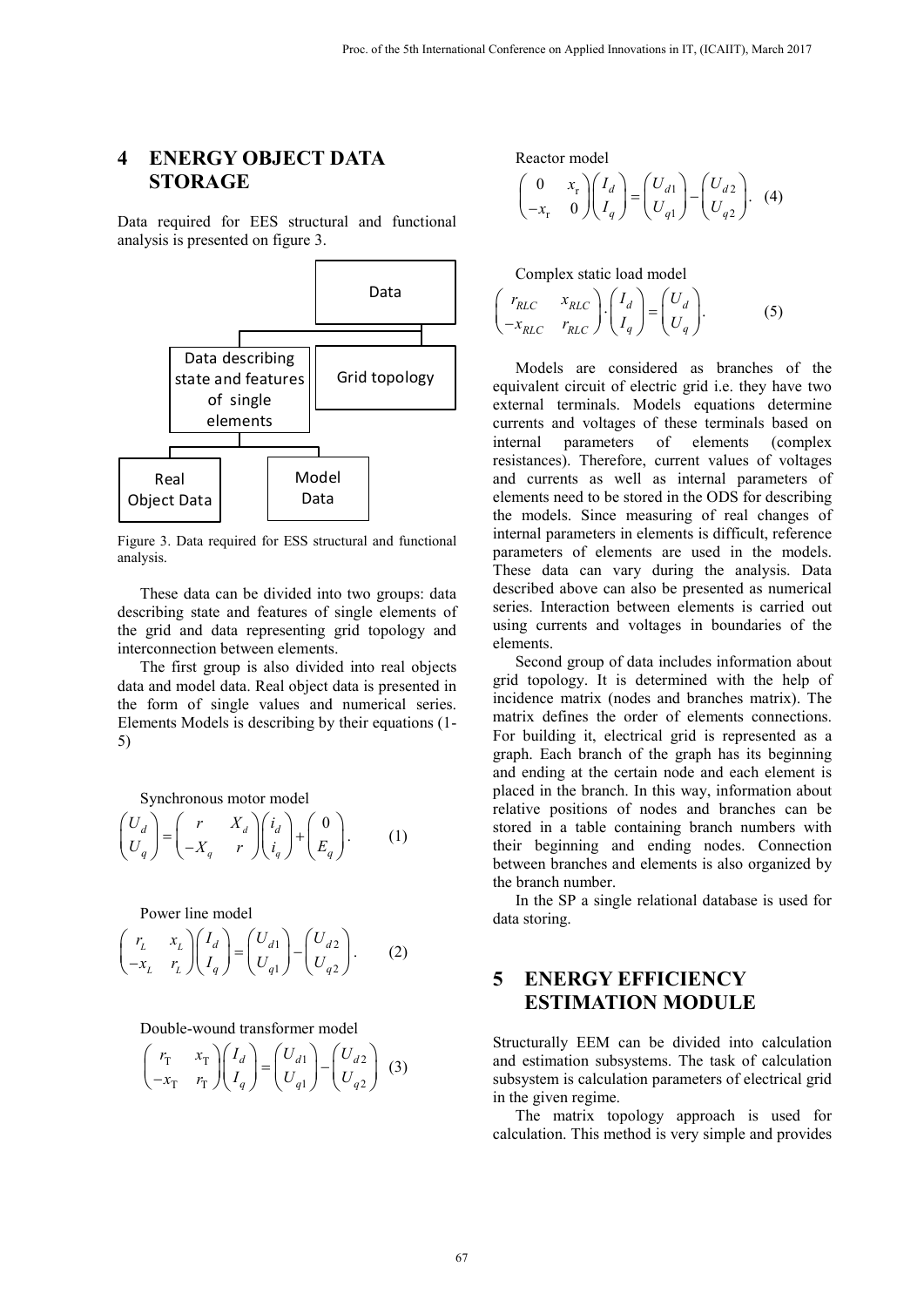## 4 ENERGY OBJECT DATA STORAGE

Data required for EES structural and functional analysis is presented on figure 3.

Data

Data describing state and features of single elements

Grid topology

Real Object Data

Model Data

Figure 3. Data required for ESS structural and functional analysis.

These data can be divided into two groups: data describing state and features of single elements of the grid and data representing grid topology and interconnection between elements.

The first group is also divided into real objects data and model data. Real object data is presented in the form of single values and numerical series. Elements Models is describing by their equations (1-5)

Synchronous motor model

$$\begin{pmatrix} U_d \\ U_q \end{pmatrix} = \begin{pmatrix} r & X_d \\ -X_q & r \end{pmatrix} \begin{pmatrix} i_d \\ i_q \end{pmatrix} + \begin{pmatrix} 0 \\ E_q \end{pmatrix}. \quad (1)$$

Power line model

$$\begin{pmatrix} r_L & x_L \\ -x_L & r_L \end{pmatrix} \begin{pmatrix} I_d \\ I_q \end{pmatrix} = \begin{pmatrix} U_{d1} \\ U_{q1} \end{pmatrix} - \begin{pmatrix} U_{d2} \\ U_{q2} \end{pmatrix}. \quad (2)$$

Double-wound transformer model

$$\begin{pmatrix} r_{\text{T}} & x_{\text{T}} \\ -x_{\text{T}} & r_{\text{T}} \end{pmatrix} \begin{pmatrix} I_d \\ I_q \end{pmatrix} = \begin{pmatrix} U_{d1} \\ U_{q1} \end{pmatrix} - \begin{pmatrix} U_{d2} \\ U_{q2} \end{pmatrix} \quad (3)$$

Reactor model

$$\begin{pmatrix} 0 & x_{\text{r}} \\ -x_{\text{r}} & 0 \end{pmatrix} \begin{pmatrix} I_d \\ I_q \end{pmatrix} = \begin{pmatrix} U_{d1} \\ U_{q1} \end{pmatrix} - \begin{pmatrix} U_{d2} \\ U_{q2} \end{pmatrix}. \quad (4)$$

Complex static load model

$$\begin{pmatrix} r_{RLC} & x_{RLC} \\ -x_{RLC} & r_{RLC} \end{pmatrix} \cdot \begin{pmatrix} I_d \\ I_q \end{pmatrix} = \begin{pmatrix} U_d \\ U_q \end{pmatrix}. \quad (5)$$

Models are considered as branches of the equivalent circuit of electric grid i.e. they have two external terminals. Models equations determine currents and voltages of these terminals based on internal parameters of elements (complex resistances). Therefore, current values of voltages and currents as well as internal parameters of elements need to be stored in the ODS for describing the models. Since measuring of real changes of internal parameters in elements is difficult, reference parameters of elements are used in the models. These data can vary during the analysis. Data described above can also be presented as numerical series. Interaction between elements is carried out using currents and voltages in boundaries of the elements.

Second group of data includes information about grid topology. It is determined with the help of incidence matrix (nodes and branches matrix). The matrix defines the order of elements connections. For building it, electrical grid is represented as a graph. Each branch of the graph has its beginning and ending at the certain node and each element is placed in the branch. In this way, information about relative positions of nodes and branches can be stored in a table containing branch numbers with their beginning and ending nodes. Connection between branches and elements is also organized by the branch number.

In the SP a single relational database is used for data storing.

## 5 ENERGY EFFICIENCY ESTIMATION MODULE

Structurally EEM can be divided into calculation and estimation subsystems. The task of calculation subsystem is calculation parameters of electrical grid in the given regime.

The matrix topology approach is used for calculation. This method is very simple and provides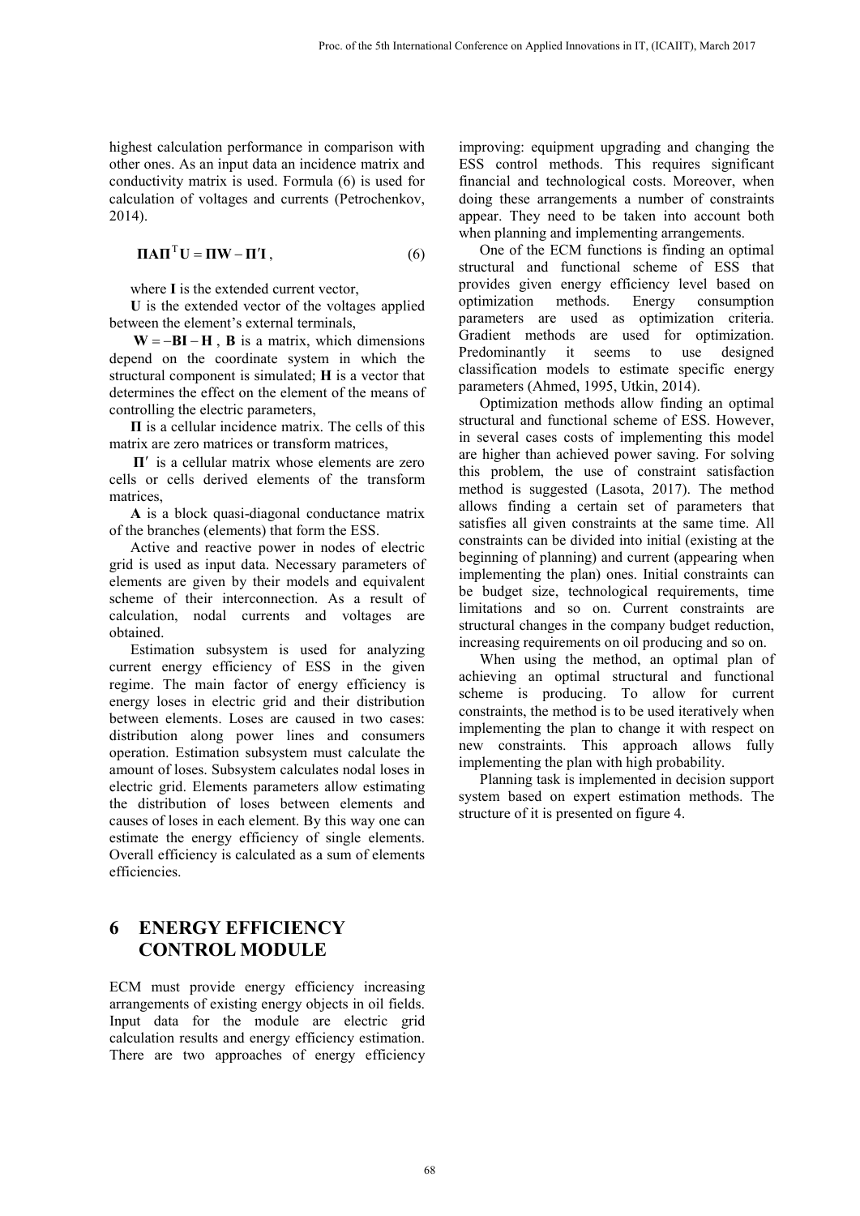highest calculation performance in comparison with other ones. As an input data an incidence matrix and conductivity matrix is used. Formula (6) is used for calculation of voltages and currents (Petrochenkov, 2014).

$$\mathbf{\Pi A \Pi}^{\mathrm{T}} \mathbf{U} = \mathbf{\Pi W} - \mathbf{\Pi' I}\,, \tag{6}$$

where $\mathbf{I}$ is the extended current vector,

$\mathbf{U}$ is the extended vector of the voltages applied between the element's external terminals,

$\mathbf{W} = -\mathbf{BI} - \mathbf{H}$ , $\mathbf{B}$ is a matrix, which dimensions depend on the coordinate system in which the structural component is simulated; $\mathbf{H}$ is a vector that determines the effect on the element of the means of controlling the electric parameters,

$\mathbf{\Pi}$ is a cellular incidence matrix. The cells of this matrix are zero matrices or transform matrices,

$\mathbf{\Pi'}$ is a cellular matrix whose elements are zero cells or cells derived elements of the transform matrices,

$\mathbf{A}$ is a block quasi-diagonal conductance matrix of the branches (elements) that form the ESS.

Active and reactive power in nodes of electric grid is used as input data. Necessary parameters of elements are given by their models and equivalent scheme of their interconnection. As a result of calculation, nodal currents and voltages are obtained.

Estimation subsystem is used for analyzing current energy efficiency of ESS in the given regime. The main factor of energy efficiency is energy losses in electric grid and their distribution between elements. Loses are caused in two cases: distribution along power lines and consumers operation. Estimation subsystem must calculate the amount of loses. Subsystem calculates nodal loses in electric grid. Elements parameters allow estimating the distribution of loses between elements and causes of loses in each element. By this way one can estimate the energy efficiency of single elements. Overall efficiency is calculated as a sum of elements efficiencies.

## 6 ENERGY EFFICIENCY CONTROL MODULE

ECM must provide energy efficiency increasing arrangements of existing energy objects in oil fields. Input data for the module are electric grid calculation results and energy efficiency estimation. There are two approaches of energy efficiency improving: equipment upgrading and changing the ESS control methods. This requires significant financial and technological costs. Moreover, when doing these arrangements a number of constraints appear. They need to be taken into account both when planning and implementing arrangements.

One of the ECM functions is finding an optimal structural and functional scheme of ESS that provides given energy efficiency level based on optimization methods. Energy consumption parameters are used as optimization criteria. Gradient methods are used for optimization. Predominantly it seems to use designed classification models to estimate specific energy parameters (Ahmed, 1995, Utkin, 2014).

Optimization methods allow finding an optimal structural and functional scheme of ESS. However, in several cases costs of implementing this model are higher than achieved power saving. For solving this problem, the use of constraint satisfaction method is suggested (Lasota, 2017). The method allows finding a certain set of parameters that satisfies all given constraints at the same time. All constraints can be divided into initial (existing at the beginning of planning) and current (appearing when implementing the plan) ones. Initial constraints can be budget size, technological requirements, time limitations and so on. Current constraints are structural changes in the company budget reduction, increasing requirements on oil producing and so on.

When using the method, an optimal plan of achieving an optimal structural and functional scheme is producing. To allow for current constraints, the method is to be used iteratively when implementing the plan to change it with respect on new constraints. This approach allows fully implementing the plan with high probability.

Planning task is implemented in decision support system based on expert estimation methods. The structure of it is presented on figure 4.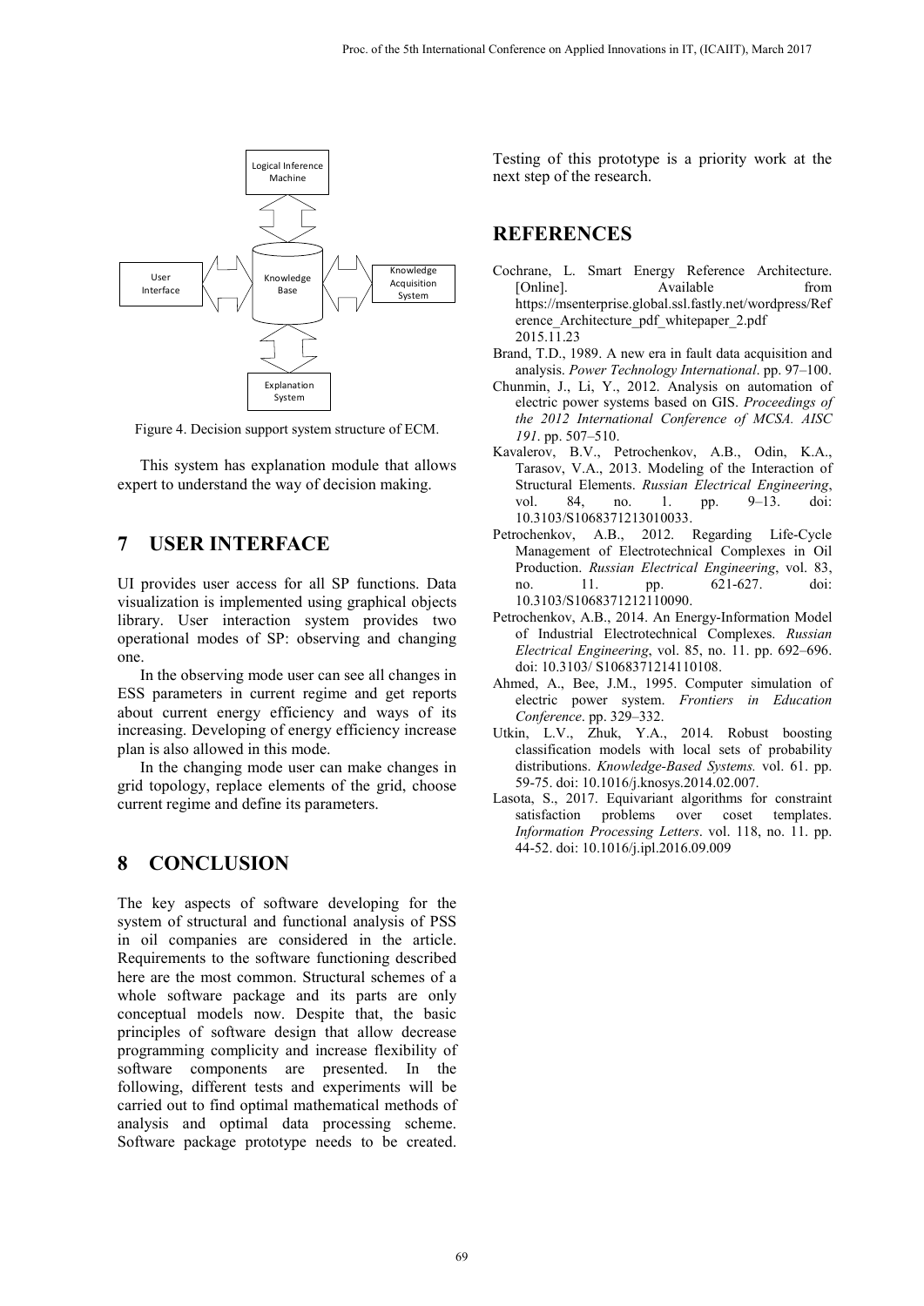Logical Inference Machine

User Interface

Knowledge Base

Knowledge Acquisition System

Explanation System

Figure 4. Decision support system structure of ECM.

This system has explanation module that allows expert to understand the way of decision making.

## 7 USER INTERFACE

UI provides user access for all SP functions. Data visualization is implemented using graphical objects library. User interaction system provides two operational modes of SP: observing and changing one.

In the observing mode user can see all changes in ESS parameters in current regime and get reports about current energy efficiency and ways of its increasing. Developing of energy efficiency increase plan is also allowed in this mode.

In the changing mode user can make changes in grid topology, replace elements of the grid, choose current regime and define its parameters.

## 8 CONCLUSION

The key aspects of software developing for the system of structural and functional analysis of PSS in oil companies are considered in the article. Requirements to the software functioning described here are the most common. Structural schemes of a whole software package and its parts are only conceptual models now. Despite that, the basic principles of software design that allow decrease programming complicity and increase flexibility of software components are presented. In the following, different tests and experiments will be carried out to find optimal mathematical methods of analysis and optimal data processing scheme. Software package prototype needs to be created. Testing of this prototype is a priority work at the next step of the research.

## REFERENCES

Cochrane, L. Smart Energy Reference Architecture. [Online]. Available from https://msenterprise.global.ssl.fastly.net/wordpress/Reference_Architecture_pdf_whitepaper_2.pdf 2015.11.23

Brand, T.D., 1989. A new era in fault data acquisition and analysis. *Power Technology International*. pp. 97–100.

Chunmin, J., Li, Y., 2012. Analysis on automation of electric power systems based on GIS. *Proceedings of the 2012 International Conference of MCSA. AISC 191*. pp. 507–510.

Kavalerov, B.V., Petrochenkov, A.B., Odin, K.A., Tarasov, V.A., 2013. Modeling of the Interaction of Structural Elements. *Russian Electrical Engineering*, vol. 84, no. 1. pp. 9–13. doi: 10.3103/S1068371213010033.

Petrochenkov, A.B., 2012. Regarding Life-Cycle Management of Electrotechnical Complexes in Oil Production. *Russian Electrical Engineering*, vol. 83, no. 11. pp. 621-627. doi: 10.3103/S1068371212110090.

Petrochenkov, A.B., 2014. An Energy-Information Model of Industrial Electrotechnical Complexes. *Russian Electrical Engineering*, vol. 85, no. 11. pp. 692–696. doi: 10.3103/ S1068371214110108.

Ahmed, A., Bee, J.M., 1995. Computer simulation of electric power system. *Frontiers in Education Conference*. pp. 329–332.

Utkin, L.V., Zhuk, Y.A., 2014. Robust boosting classification models with local sets of probability distributions. *Knowledge-Based Systems.* vol. 61. pp. 59-75. doi: 10.1016/j.knosys.2014.02.007.

Lasota, S., 2017. Equivariant algorithms for constraint satisfaction problems over coset templates. *Information Processing Letters*. vol. 118, no. 11. pp. 44-52. doi: 10.1016/j.ipl.2016.09.009